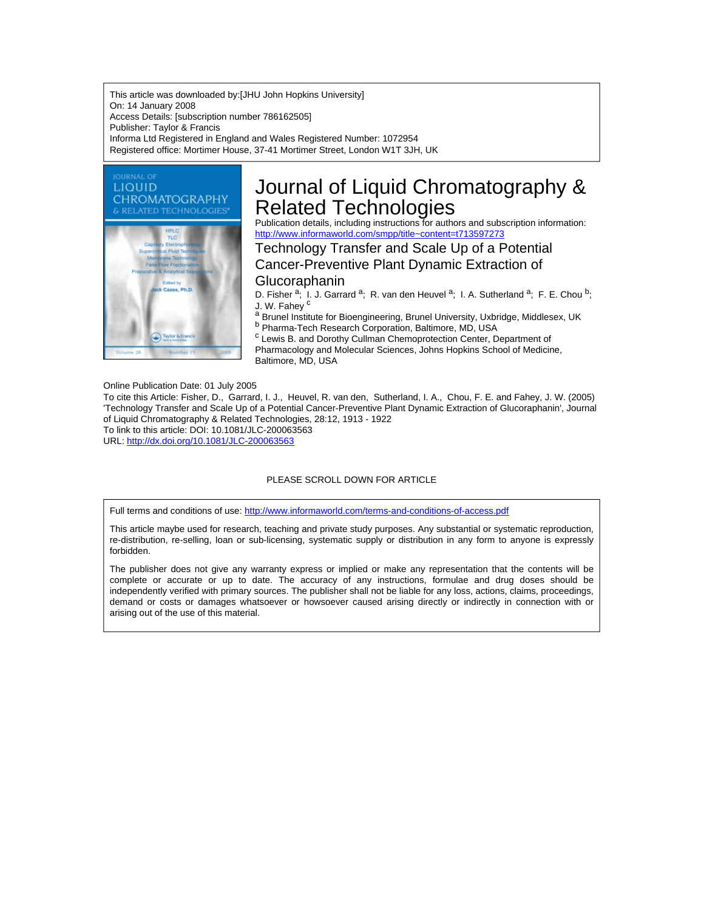This article was downloaded by:[JHU John Hopkins University]
On: 14 January 2008
Access Details: [subscription number 786162505]
Publisher: Taylor & Francis
Informa Ltd Registered in England and Wales Registered Number: 1072954
Registered office: Mortimer House, 37-41 Mortimer Street, London W1T 3JH, UK

# Journal of Liquid Chromatography & Related Technologies

Publication details, including instructions for authors and subscription information:
http://www.informaworld.com/smpp/title~content=t713597273

## Technology Transfer and Scale Up of a Potential Cancer-Preventive Plant Dynamic Extraction of Glucoraphanin

D. Fisher [a]; I. J. Garrard [a]; R. van den Heuvel [a]; I. A. Sutherland [a]; F. E. Chou [b]; J. W. Fahey [c]

[a] Brunel Institute for Bioengineering, Brunel University, Uxbridge, Middlesex, UK
[b] Pharma-Tech Research Corporation, Baltimore, MD, USA
[c] Lewis B. and Dorothy Cullman Chemoprotection Center, Department of Pharmacology and Molecular Sciences, Johns Hopkins School of Medicine, Baltimore, MD, USA

Online Publication Date: 01 July 2005

To cite this Article: Fisher, D., Garrard, I. J., Heuvel, R. van den, Sutherland, I. A., Chou, F. E. and Fahey, J. W. (2005) 'Technology Transfer and Scale Up of a Potential Cancer-Preventive Plant Dynamic Extraction of Glucoraphanin', Journal of Liquid Chromatography & Related Technologies, 28:12, 1913 - 1922

To link to this article: DOI: 10.1081/JLC-200063563
URL: http://dx.doi.org/10.1081/JLC-200063563

PLEASE SCROLL DOWN FOR ARTICLE

Full terms and conditions of use: http://www.informaworld.com/terms-and-conditions-of-access.pdf

This article maybe used for research, teaching and private study purposes. Any substantial or systematic reproduction, re-distribution, re-selling, loan or sub-licensing, systematic supply or distribution in any form to anyone is expressly forbidden.

The publisher does not give any warranty express or implied or make any representation that the contents will be complete or accurate or up to date. The accuracy of any instructions, formulae and drug doses should be independently verified with primary sources. The publisher shall not be liable for any loss, actions, claims, proceedings, demand or costs or damages whatsoever or howsoever caused arising directly or indirectly in connection with or arising out of the use of this material.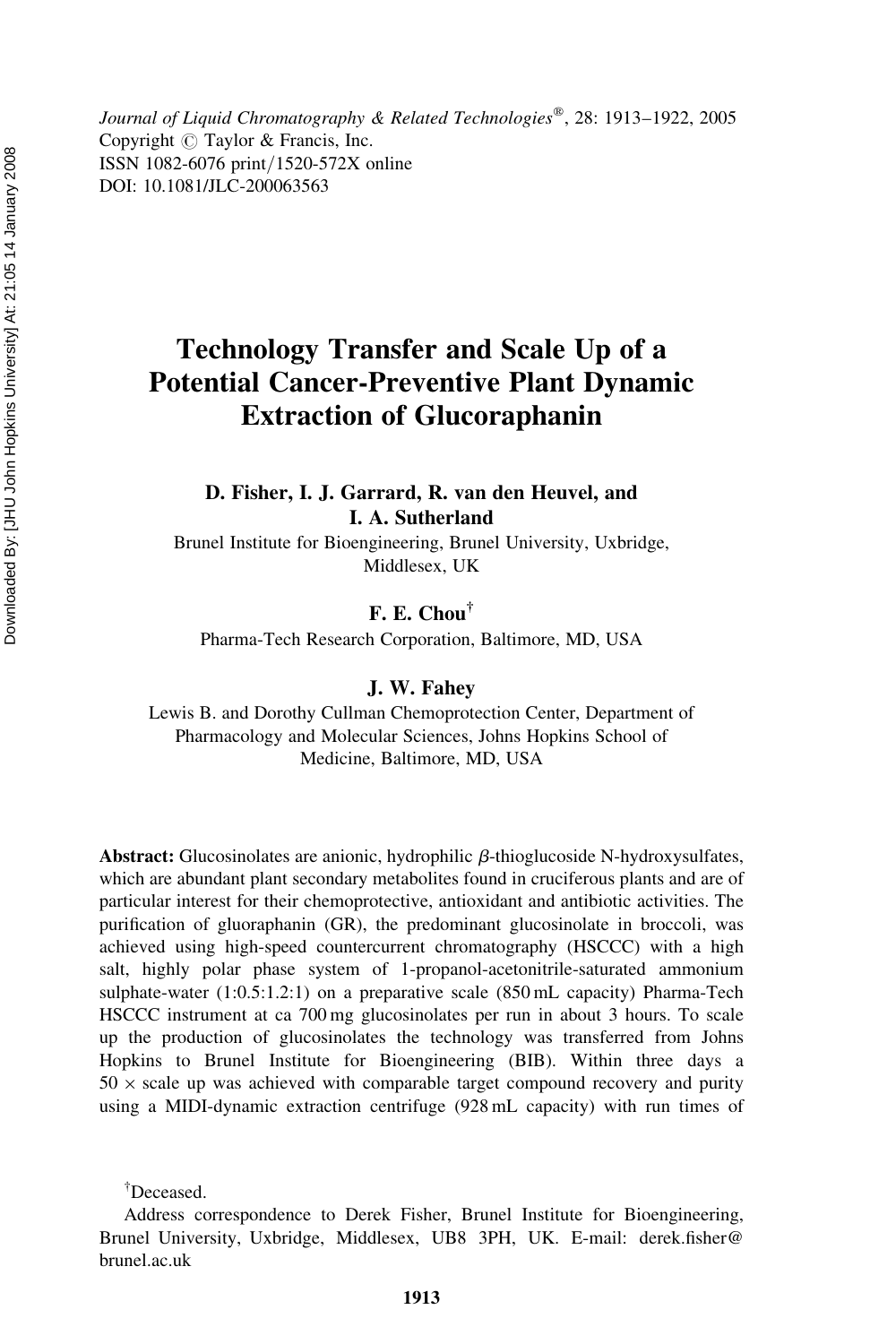# Technology Transfer and Scale Up of a Potential Cancer-Preventive Plant Dynamic Extraction of Glucoraphanin

**D. Fisher, I. J. Garrard, R. van den Heuvel, and I. A. Sutherland**

Brunel Institute for Bioengineering, Brunel University, Uxbridge, Middlesex, UK

**F. E. Chou†**

Pharma-Tech Research Corporation, Baltimore, MD, USA

**J. W. Fahey**

Lewis B. and Dorothy Cullman Chemoprotection Center, Department of Pharmacology and Molecular Sciences, Johns Hopkins School of Medicine, Baltimore, MD, USA

**Abstract:** Glucosinolates are anionic, hydrophilic $\beta$-thioglucoside N-hydroxysulfates, which are abundant plant secondary metabolites found in cruciferous plants and are of particular interest for their chemoprotective, antioxidant and antibiotic activities. The purification of gluoraphanin (GR), the predominant glucosinolate in broccoli, was achieved using high-speed countercurrent chromatography (HSCCC) with a high salt, highly polar phase system of 1-propanol-acetonitrile-saturated ammonium sulphate-water (1:0.5:1.2:1) on a preparative scale (850 mL capacity) Pharma-Tech HSCCC instrument at ca 700 mg glucosinolates per run in about 3 hours. To scale up the production of glucosinolates the technology was transferred from Johns Hopkins to Brunel Institute for Bioengineering (BIB). Within three days a $50 \times$ scale up was achieved with comparable target compound recovery and purity using a MIDI-dynamic extraction centrifuge (928 mL capacity) with run times of

†Deceased.

Address correspondence to Derek Fisher, Brunel Institute for Bioengineering, Brunel University, Uxbridge, Middlesex, UB8 3PH, UK. E-mail: derek.fisher@brunel.ac.uk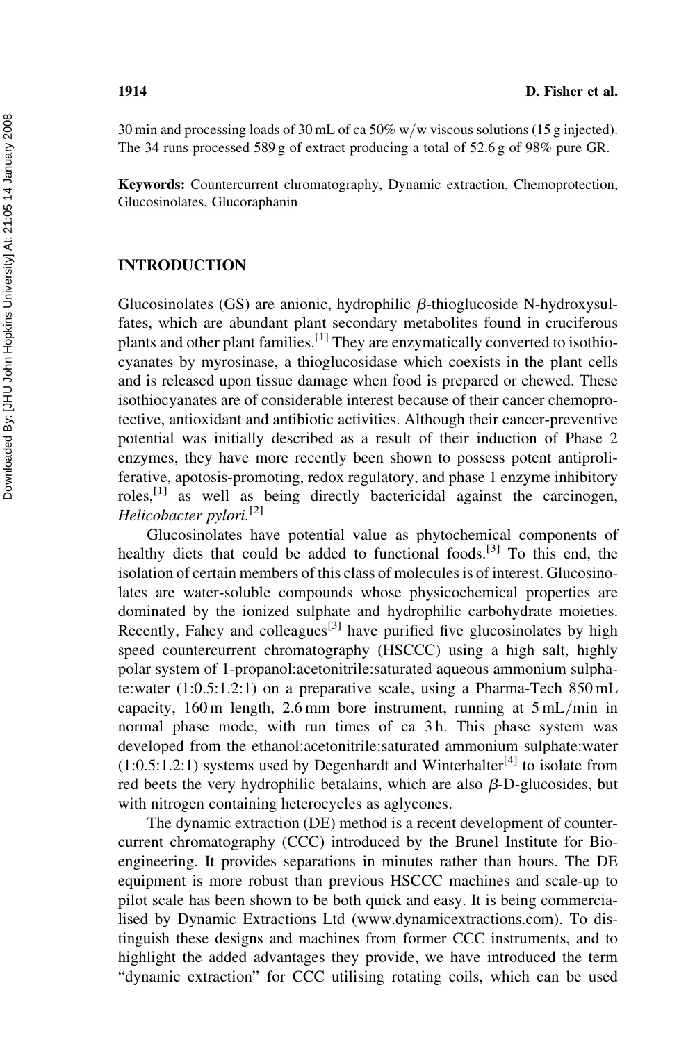30 min and processing loads of 30 mL of ca 50% w/w viscous solutions (15 g injected). The 34 runs processed 589 g of extract producing a total of 52.6 g of 98% pure GR.

**Keywords:** Countercurrent chromatography, Dynamic extraction, Chemoprotection, Glucosinolates, Glucoraphanin

## INTRODUCTION

Glucosinolates (GS) are anionic, hydrophilic β-thioglucoside N-hydroxysulfates, which are abundant plant secondary metabolites found in cruciferous plants and other plant families.[1] They are enzymatically converted to isothiocyanates by myrosinase, a thioglucosidase which coexists in the plant cells and is released upon tissue damage when food is prepared or chewed. These isothiocyanates are of considerable interest because of their cancer chemoprotective, antioxidant and antibiotic activities. Although their cancer-preventive potential was initially described as a result of their induction of Phase 2 enzymes, they have more recently been shown to possess potent antiproliferative, apoptosis-promoting, redox regulatory, and phase 1 enzyme inhibitory roles,[1] as well as being directly bactericidal against the carcinogen, *Helicobacter pylori.*[2]

Glucosinolates have potential value as phytochemical components of healthy diets that could be added to functional foods.[3] To this end, the isolation of certain members of this class of molecules is of interest. Glucosinolates are water-soluble compounds whose physicochemical properties are dominated by the ionized sulphate and hydrophilic carbohydrate moieties. Recently, Fahey and colleagues[3] have purified five glucosinolates by high speed countercurrent chromatography (HSCCC) using a high salt, highly polar system of 1-propanol:acetonitrile:saturated aqueous ammonium sulphate:water (1:0.5:1.2:1) on a preparative scale, using a Pharma-Tech 850 mL capacity, 160 m length, 2.6 mm bore instrument, running at 5 mL/min in normal phase mode, with run times of ca 3 h. This phase system was developed from the ethanol:acetonitrile:saturated ammonium sulphate:water (1:0.5:1.2:1) systems used by Degenhardt and Winterhalter[4] to isolate from red beets the very hydrophilic betalains, which are also β-D-glucosides, but with nitrogen containing heterocycles as aglycones.

The dynamic extraction (DE) method is a recent development of countercurrent chromatography (CCC) introduced by the Brunel Institute for Bioengineering. It provides separations in minutes rather than hours. The DE equipment is more robust than previous HSCCC machines and scale-up to pilot scale has been shown to be both quick and easy. It is being commercialised by Dynamic Extractions Ltd (www.dynamicextractions.com). To distinguish these designs and machines from former CCC instruments, and to highlight the added advantages they provide, we have introduced the term "dynamic extraction" for CCC utilising rotating coils, which can be used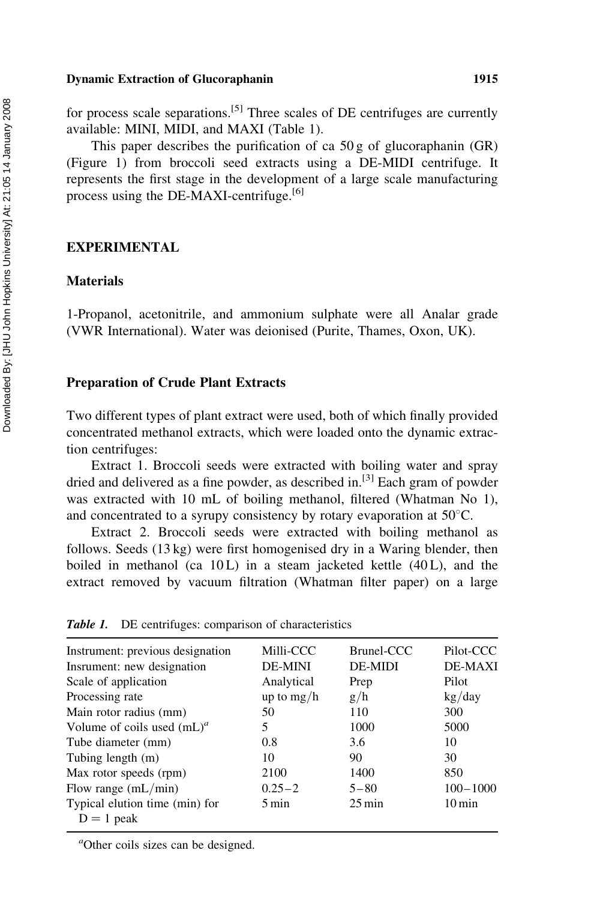for process scale separations.[5] Three scales of DE centrifuges are currently available: MINI, MIDI, and MAXI (Table 1).

This paper describes the purification of ca 50 g of glucoraphanin (GR) (Figure 1) from broccoli seed extracts using a DE-MIDI centrifuge. It represents the first stage in the development of a large scale manufacturing process using the DE-MAXI-centrifuge.[6]

## EXPERIMENTAL

### Materials

1-Propanol, acetonitrile, and ammonium sulphate were all Analar grade (VWR International). Water was deionised (Purite, Thames, Oxon, UK).

### Preparation of Crude Plant Extracts

Two different types of plant extract were used, both of which finally provided concentrated methanol extracts, which were loaded onto the dynamic extraction centrifuges:

Extract 1. Broccoli seeds were extracted with boiling water and spray dried and delivered as a fine powder, as described in.[3] Each gram of powder was extracted with 10 mL of boiling methanol, filtered (Whatman No 1), and concentrated to a syrupy consistency by rotary evaporation at 50°C.

Extract 2. Broccoli seeds were extracted with boiling methanol as follows. Seeds (13 kg) were first homogenised dry in a Waring blender, then boiled in methanol (ca 10 L) in a steam jacketed kettle (40 L), and the extract removed by vacuum filtration (Whatman filter paper) on a large

*Table 1.* DE centrifuges: comparison of characteristics

| Instrument: previous designation | Milli-CCC | Brunel-CCC | Pilot-CCC |
|---|---|---|---|
| Insrument: new designation | DE-MINI | DE-MIDI | DE-MAXI |
| Scale of application | Analytical | Prep | Pilot |
| Processing rate | up to mg/h | g/h | kg/day |
| Main rotor radius (mm) | 50 | 110 | 300 |
| Volume of coils used (mL)[a] | 5 | 1000 | 5000 |
| Tube diameter (mm) | 0.8 | 3.6 | 10 |
| Tubing length (m) | 10 | 90 | 30 |
| Max rotor speeds (rpm) | 2100 | 1400 | 850 |
| Flow range (mL/min) | 0.25–2 | 5–80 | 100–1000 |
| Typical elution time (min) for D = 1 peak | 5 min | 25 min | 10 min |

[a]Other coils sizes can be designed.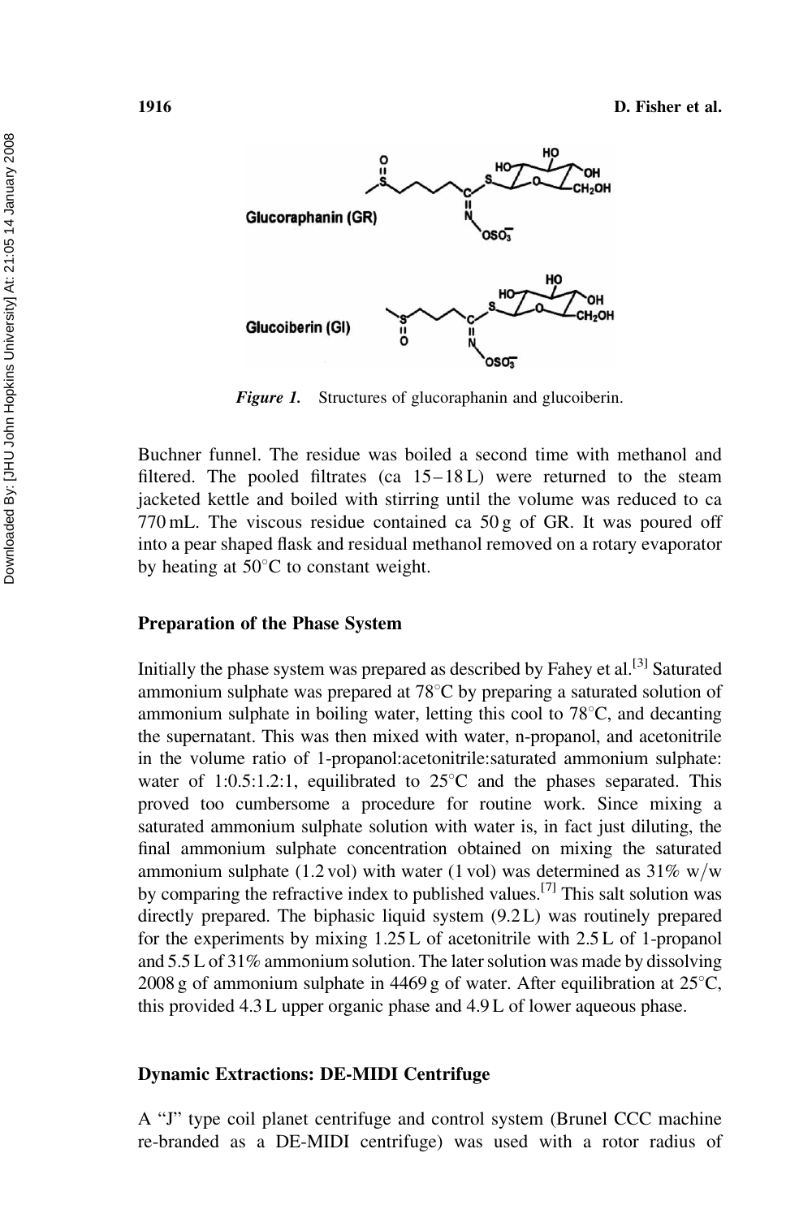Figure 1. Structures of glucoraphanin and glucoiberin.

Buchner funnel. The residue was boiled a second time with methanol and filtered. The pooled filtrates (ca 15–18 L) were returned to the steam jacketed kettle and boiled with stirring until the volume was reduced to ca 770 mL. The viscous residue contained ca 50 g of GR. It was poured off into a pear shaped flask and residual methanol removed on a rotary evaporator by heating at 50°C to constant weight.

### Preparation of the Phase System

Initially the phase system was prepared as described by Fahey et al.[3] Saturated ammonium sulphate was prepared at 78°C by preparing a saturated solution of ammonium sulphate in boiling water, letting this cool to 78°C, and decanting the supernatant. This was then mixed with water, n-propanol, and acetonitrile in the volume ratio of 1-propanol:acetonitrile:saturated ammonium sulphate: water of 1:0.5:1.2:1, equilibrated to 25°C and the phases separated. This proved too cumbersome a procedure for routine work. Since mixing a saturated ammonium sulphate solution with water is, in fact just diluting, the final ammonium sulphate concentration obtained on mixing the saturated ammonium sulphate (1.2 vol) with water (1 vol) was determined as 31% w/w by comparing the refractive index to published values.[7] This salt solution was directly prepared. The biphasic liquid system (9.2 L) was routinely prepared for the experiments by mixing 1.25 L of acetonitrile with 2.5 L of 1-propanol and 5.5 L of 31% ammonium solution. The later solution was made by dissolving 2008 g of ammonium sulphate in 4469 g of water. After equilibration at 25°C, this provided 4.3 L upper organic phase and 4.9 L of lower aqueous phase.

### Dynamic Extractions: DE-MIDI Centrifuge

A "J" type coil planet centrifuge and control system (Brunel CCC machine re-branded as a DE-MIDI centrifuge) was used with a rotor radius of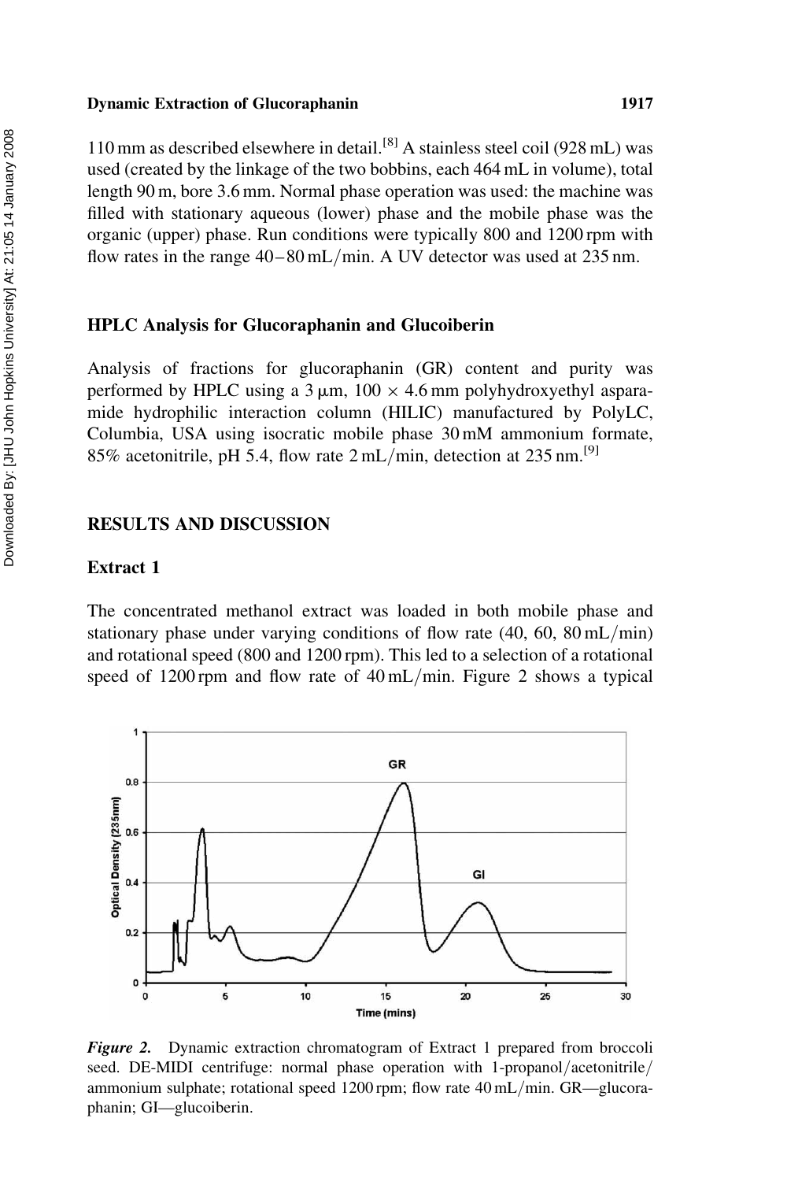110 mm as described elsewhere in detail.[8] A stainless steel coil (928 mL) was used (created by the linkage of the two bobbins, each 464 mL in volume), total length 90 m, bore 3.6 mm. Normal phase operation was used: the machine was filled with stationary aqueous (lower) phase and the mobile phase was the organic (upper) phase. Run conditions were typically 800 and 1200 rpm with flow rates in the range 40–80 mL/min. A UV detector was used at 235 nm.

### HPLC Analysis for Glucoraphanin and Glucoiberin

Analysis of fractions for glucoraphanin (GR) content and purity was performed by HPLC using a 3 μm, 100 × 4.6 mm polyhydroxyethyl aspartamide hydrophilic interaction column (HILIC) manufactured by PolyLC, Columbia, USA using isocratic mobile phase 30 mM ammonium formate, 85% acetonitrile, pH 5.4, flow rate 2 mL/min, detection at 235 nm.[9]

## RESULTS AND DISCUSSION

### Extract 1

The concentrated methanol extract was loaded in both mobile phase and stationary phase under varying conditions of flow rate (40, 60, 80 mL/min) and rotational speed (800 and 1200 rpm). This led to a selection of a rotational speed of 1200 rpm and flow rate of 40 mL/min. Figure 2 shows a typical

***Figure 2.*** Dynamic extraction chromatogram of Extract 1 prepared from broccoli seed. DE-MIDI centrifuge: normal phase operation with 1-propanol/acetonitrile/ammonium sulphate; rotational speed 1200 rpm; flow rate 40 mL/min. GR—glucoraphanin; GI—glucoiberin.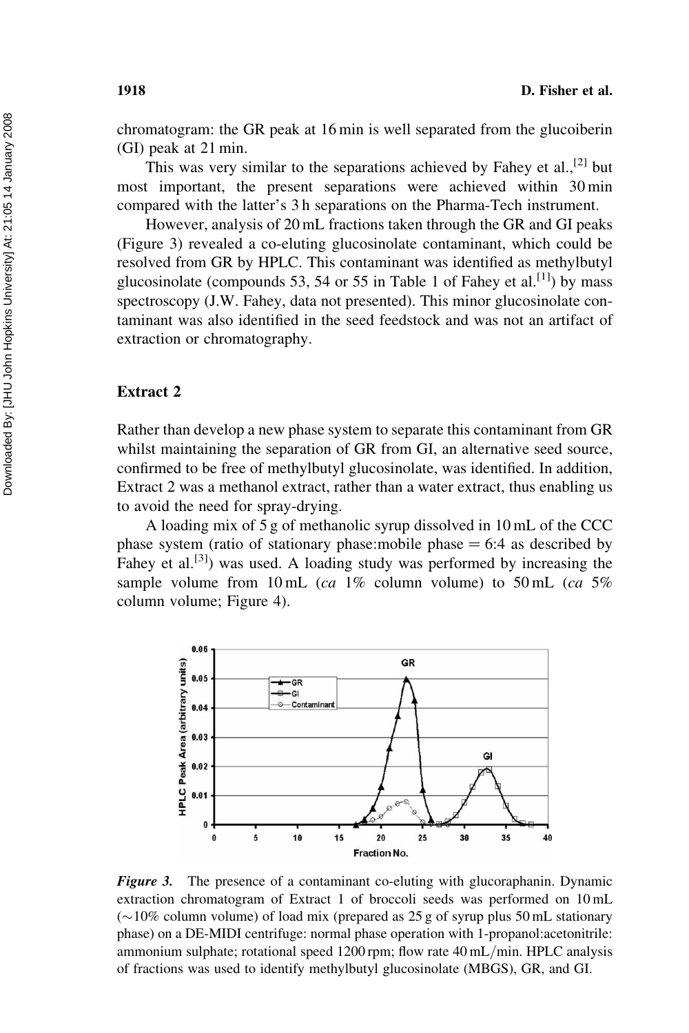chromatogram: the GR peak at 16 min is well separated from the glucoiberin (GI) peak at 21 min.

This was very similar to the separations achieved by Fahey et al.,[2] but most important, the present separations were achieved within 30 min compared with the latter's 3 h separations on the Pharma-Tech instrument.

However, analysis of 20 mL fractions taken through the GR and GI peaks (Figure 3) revealed a co-eluting glucosinolate contaminant, which could be resolved from GR by HPLC. This contaminant was identified as methylbutyl glucosinolate (compounds 53, 54 or 55 in Table 1 of Fahey et al.[1]) by mass spectroscopy (J.W. Fahey, data not presented). This minor glucosinolate contaminant was also identified in the seed feedstock and was not an artifact of extraction or chromatography.

### Extract 2

Rather than develop a new phase system to separate this contaminant from GR whilst maintaining the separation of GR from GI, an alternative seed source, confirmed to be free of methylbutyl glucosinolate, was identified. In addition, Extract 2 was a methanol extract, rather than a water extract, thus enabling us to avoid the need for spray-drying.

A loading mix of 5 g of methanolic syrup dissolved in 10 mL of the CCC phase system (ratio of stationary phase:mobile phase = 6:4 as described by Fahey et al.[3]) was used. A loading study was performed by increasing the sample volume from 10 mL (*ca* 1% column volume) to 50 mL (*ca* 5% column volume; Figure 4).

***Figure 3.*** The presence of a contaminant co-eluting with glucoraphanin. Dynamic extraction chromatogram of Extract 1 of broccoli seeds was performed on 10 mL (~10% column volume) of load mix (prepared as 25 g of syrup plus 50 mL stationary phase) on a DE-MIDI centrifuge: normal phase operation with 1-propanol:acetonitrile: ammonium sulphate; rotational speed 1200 rpm; flow rate 40 mL/min. HPLC analysis of fractions was used to identify methylbutyl glucosinolate (MBGS), GR, and GI.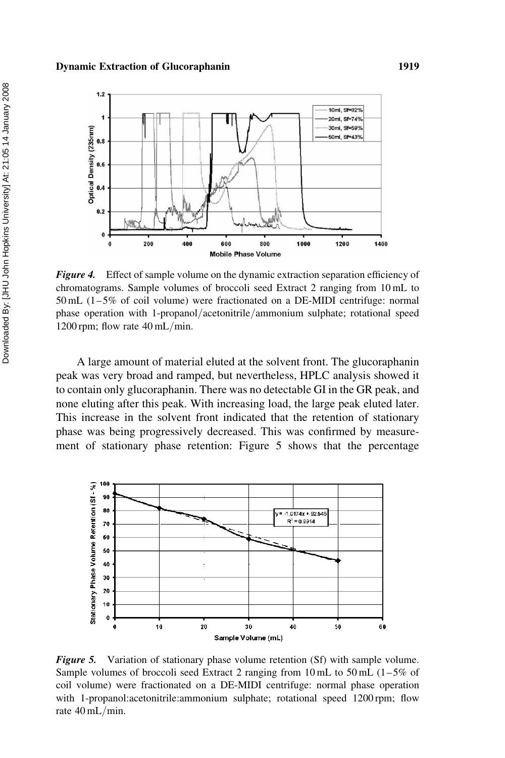*Figure 4.* Effect of sample volume on the dynamic extraction separation efficiency of chromatograms. Sample volumes of broccoli seed Extract 2 ranging from 10 mL to 50 mL (1–5% of coil volume) were fractionated on a DE-MIDI centrifuge: normal phase operation with 1-propanol/acetonitrile/ammonium sulphate; rotational speed 1200 rpm; flow rate 40 mL/min.

A large amount of material eluted at the solvent front. The glucoraphanin peak was very broad and ramped, but nevertheless, HPLC analysis showed it to contain only glucoraphanin. There was no detectable GI in the GR peak, and none eluting after this peak. With increasing load, the large peak eluted later. This increase in the solvent front indicated that the retention of stationary phase was being progressively decreased. This was confirmed by measurement of stationary phase retention: Figure 5 shows that the percentage

*Figure 5.* Variation of stationary phase volume retention (Sf) with sample volume. Sample volumes of broccoli seed Extract 2 ranging from 10 mL to 50 mL (1–5% of coil volume) were fractionated on a DE-MIDI centrifuge: normal phase operation with 1-propanol:acetonitrile:ammonium sulphate; rotational speed 1200 rpm; flow rate 40 mL/min.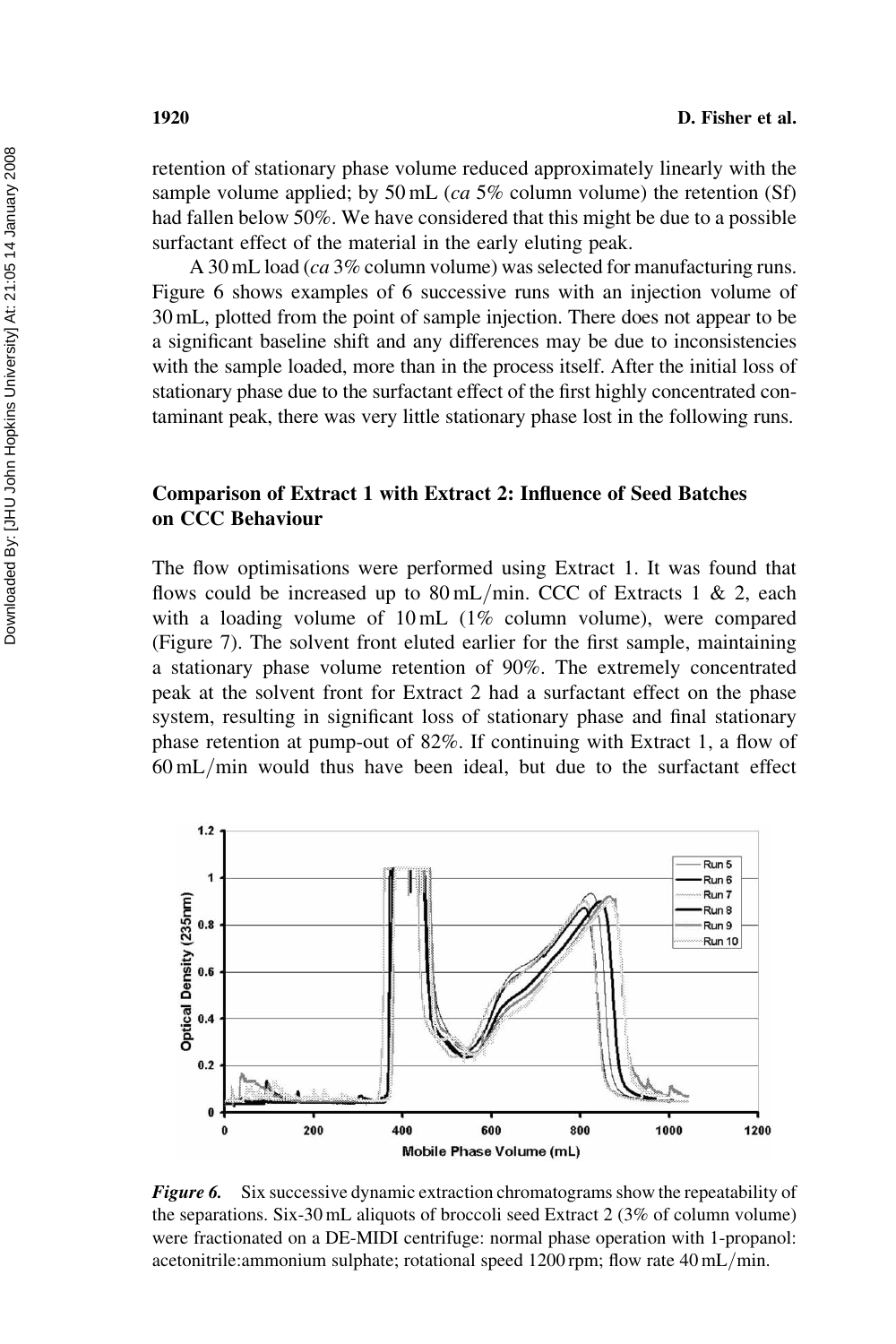retention of stationary phase volume reduced approximately linearly with the sample volume applied; by 50 mL (*ca* 5% column volume) the retention (Sf) had fallen below 50%. We have considered that this might be due to a possible surfactant effect of the material in the early eluting peak.

A 30 mL load (*ca* 3% column volume) was selected for manufacturing runs. Figure 6 shows examples of 6 successive runs with an injection volume of 30 mL, plotted from the point of sample injection. There does not appear to be a significant baseline shift and any differences may be due to inconsistencies with the sample loaded, more than in the process itself. After the initial loss of stationary phase due to the surfactant effect of the first highly concentrated contaminant peak, there was very little stationary phase lost in the following runs.

### Comparison of Extract 1 with Extract 2: Influence of Seed Batches on CCC Behaviour

The flow optimisations were performed using Extract 1. It was found that flows could be increased up to 80 mL/min. CCC of Extracts 1 & 2, each with a loading volume of 10 mL (1% column volume), were compared (Figure 7). The solvent front eluted earlier for the first sample, maintaining a stationary phase volume retention of 90%. The extremely concentrated peak at the solvent front for Extract 2 had a surfactant effect on the phase system, resulting in significant loss of stationary phase and final stationary phase retention at pump-out of 82%. If continuing with Extract 1, a flow of 60 mL/min would thus have been ideal, but due to the surfactant effect

***Figure 6.*** Six successive dynamic extraction chromatograms show the repeatability of the separations. Six-30 mL aliquots of broccoli seed Extract 2 (3% of column volume) were fractionated on a DE-MIDI centrifuge: normal phase operation with 1-propanol: acetonitrile:ammonium sulphate; rotational speed 1200 rpm; flow rate 40 mL/min.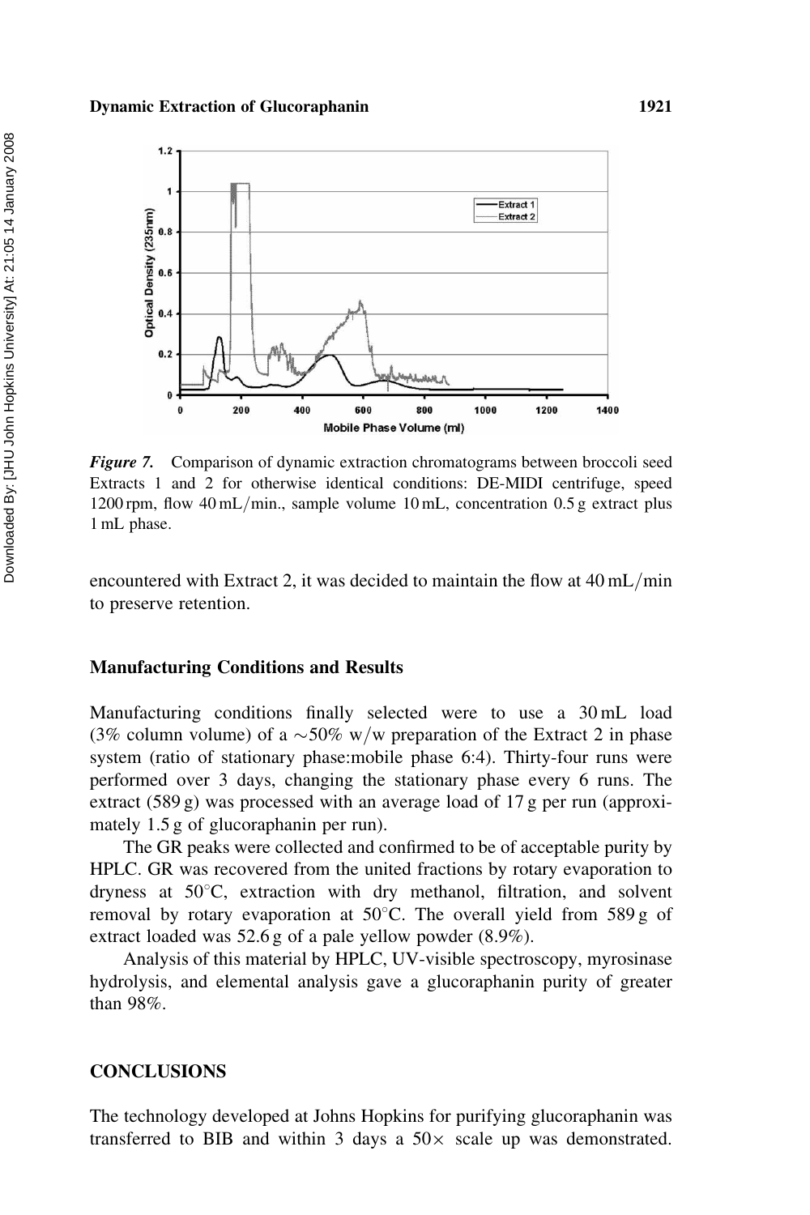*Figure 7.* Comparison of dynamic extraction chromatograms between broccoli seed Extracts 1 and 2 for otherwise identical conditions: DE-MIDI centrifuge, speed 1200 rpm, flow 40 mL/min., sample volume 10 mL, concentration 0.5 g extract plus 1 mL phase.

encountered with Extract 2, it was decided to maintain the flow at 40 mL/min to preserve retention.

### Manufacturing Conditions and Results

Manufacturing conditions finally selected were to use a 30 mL load (3% column volume) of a ~50% w/w preparation of the Extract 2 in phase system (ratio of stationary phase:mobile phase 6:4). Thirty-four runs were performed over 3 days, changing the stationary phase every 6 runs. The extract (589 g) was processed with an average load of 17 g per run (approximately 1.5 g of glucoraphanin per run).

The GR peaks were collected and confirmed to be of acceptable purity by HPLC. GR was recovered from the united fractions by rotary evaporation to dryness at 50°C, extraction with dry methanol, filtration, and solvent removal by rotary evaporation at 50°C. The overall yield from 589 g of extract loaded was 52.6 g of a pale yellow powder (8.9%).

Analysis of this material by HPLC, UV-visible spectroscopy, myrosinase hydrolysis, and elemental analysis gave a glucoraphanin purity of greater than 98%.

## CONCLUSIONS

The technology developed at Johns Hopkins for purifying glucoraphanin was transferred to BIB and within 3 days a 50× scale up was demonstrated.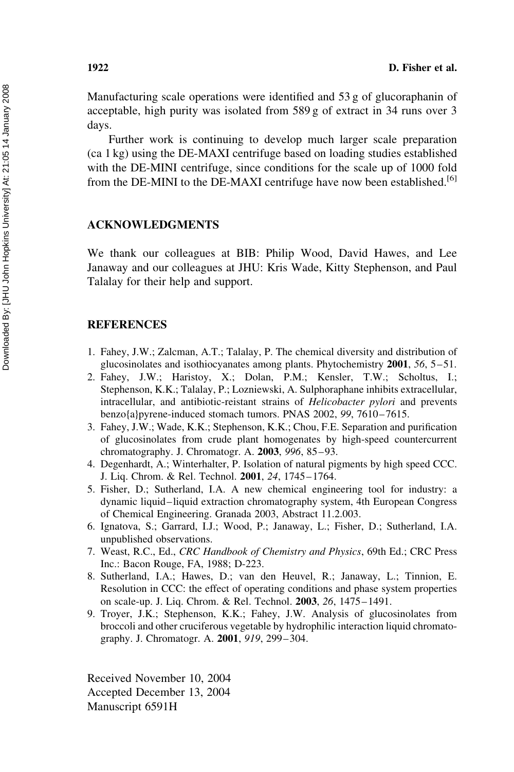Manufacturing scale operations were identified and 53 g of glucoraphanin of acceptable, high purity was isolated from 589 g of extract in 34 runs over 3 days.

Further work is continuing to develop much larger scale preparation (ca 1 kg) using the DE-MAXI centrifuge based on loading studies established with the DE-MINI centrifuge, since conditions for the scale up of 1000 fold from the DE-MINI to the DE-MAXI centrifuge have now been established.[6]

## ACKNOWLEDGMENTS

We thank our colleagues at BIB: Philip Wood, David Hawes, and Lee Janaway and our colleagues at JHU: Kris Wade, Kitty Stephenson, and Paul Talalay for their help and support.

## REFERENCES

1. Fahey, J.W.; Zalcman, A.T.; Talalay, P. The chemical diversity and distribution of glucosinolates and isothiocyanates among plants. Phytochemistry **2001**, *56*, 5–51.
2. Fahey, J.W.; Haristoy, X.; Dolan, P.M.; Kensler, T.W.; Scholtus, I.; Stephenson, K.K.; Talalay, P.; Lozniewski, A. Sulphoraphane inhibits extracellular, intracellular, and antibiotic-reistant strains of *Helicobacter pylori* and prevents benzo{a}pyrene-induced stomach tumors. PNAS 2002, *99*, 7610–7615.
3. Fahey, J.W.; Wade, K.K.; Stephenson, K.K.; Chou, F.E. Separation and purification of glucosinolates from crude plant homogenates by high-speed countercurrent chromatography. J. Chromatogr. A. **2003**, *996*, 85–93.
4. Degenhardt, A.; Winterhalter, P. Isolation of natural pigments by high speed CCC. J. Liq. Chrom. & Rel. Technol. **2001**, *24*, 1745–1764.
5. Fisher, D.; Sutherland, I.A. A new chemical engineering tool for industry: a dynamic liquid–liquid extraction chromatography system, 4th European Congress of Chemical Engineering. Granada 2003, Abstract 11.2.003.
6. Ignatova, S.; Garrard, I.J.; Wood, P.; Janaway, L.; Fisher, D.; Sutherland, I.A. unpublished observations.
7. Weast, R.C., Ed., *CRC Handbook of Chemistry and Physics*, 69th Ed.; CRC Press Inc.: Bacon Rouge, FA, 1988; D-223.
8. Sutherland, I.A.; Hawes, D.; van den Heuvel, R.; Janaway, L.; Tinnion, E. Resolution in CCC: the effect of operating conditions and phase system properties on scale-up. J. Liq. Chrom. & Rel. Technol. **2003**, *26*, 1475–1491.
9. Troyer, J.K.; Stephenson, K.K.; Fahey, J.W. Analysis of glucosinolates from broccoli and other cruciferous vegetable by hydrophilic interaction liquid chromatography. J. Chromatogr. A. **2001**, *919*, 299–304.

Received November 10, 2004
Accepted December 13, 2004
Manuscript 6591H